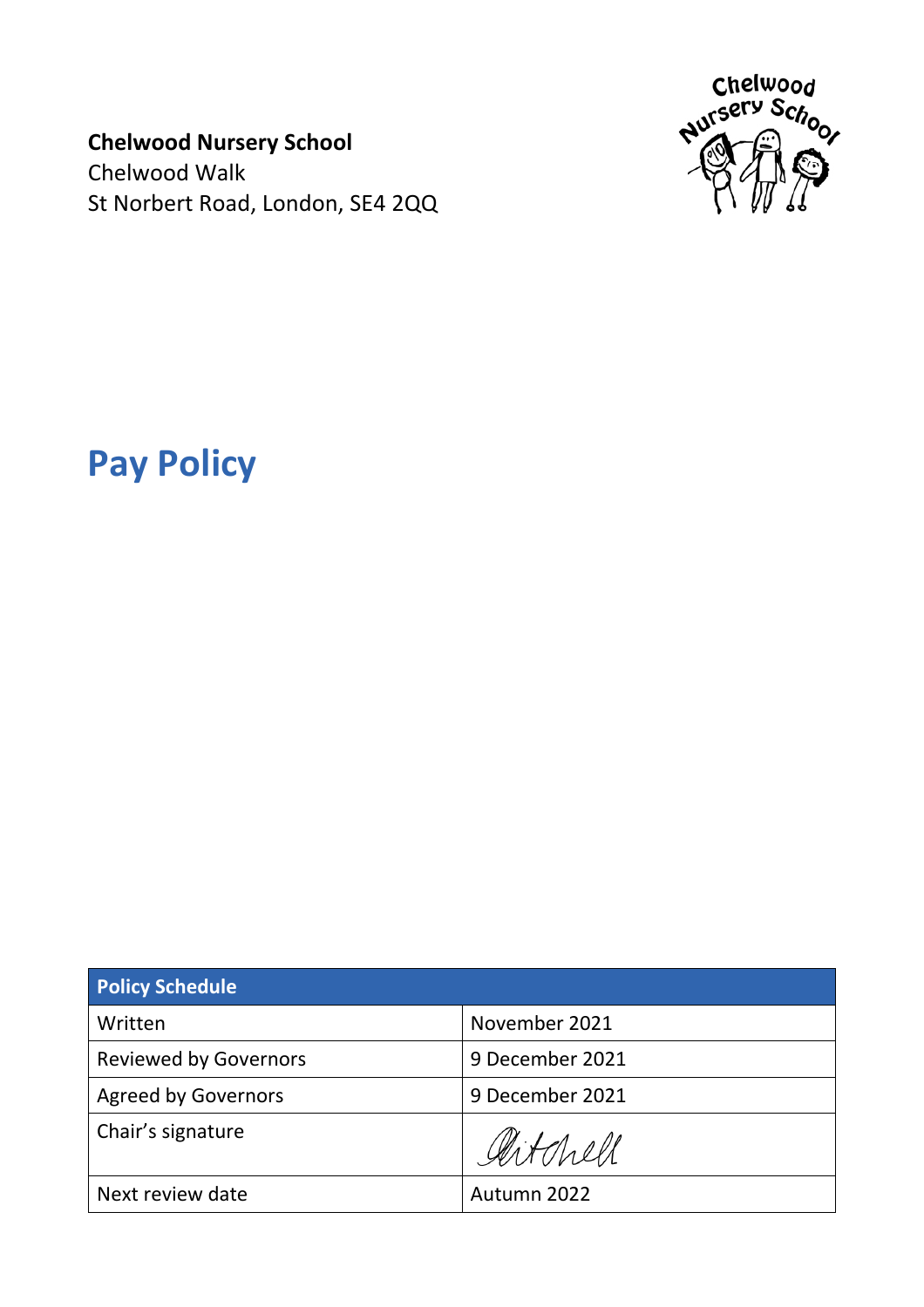**Chelwood Nursery School**
Chelwood Walk
St Norbert Road, London, SE4 2QQ

# Pay Policy

| Policy Schedule | |
|---|---|
| Written | November 2021 |
| Reviewed by Governors | 9 December 2021 |
| Agreed by Governors | 9 December 2021 |
| Chair's signature | Mitchell |
| Next review date | Autumn 2022 |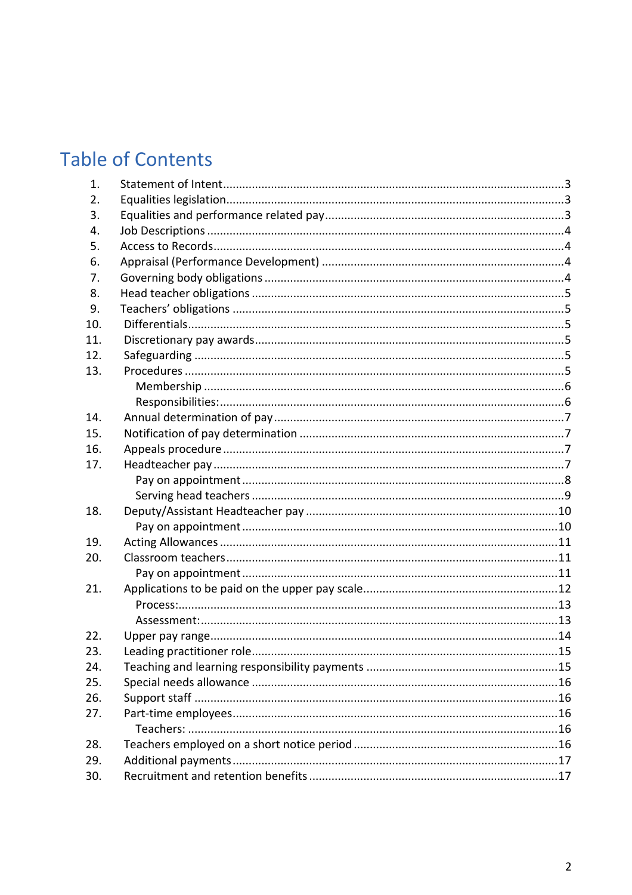# Table of Contents

1. Statement of Intent ..... 3
2. Equalities legislation ..... 3
3. Equalities and performance related pay ..... 3
4. Job Descriptions ..... 4
5. Access to Records ..... 4
6. Appraisal (Performance Development) ..... 4
7. Governing body obligations ..... 4
8. Head teacher obligations ..... 5
9. Teachers' obligations ..... 5
10. Differentials ..... 5
11. Discretionary pay awards ..... 5
12. Safeguarding ..... 5
13. Procedures ..... 5
    - Membership ..... 6
    - Responsibilities: ..... 6
14. Annual determination of pay ..... 7
15. Notification of pay determination ..... 7
16. Appeals procedure ..... 7
17. Headteacher pay ..... 7
    - Pay on appointment ..... 8
    - Serving head teachers ..... 9
18. Deputy/Assistant Headteacher pay ..... 10
    - Pay on appointment ..... 10
19. Acting Allowances ..... 11
20. Classroom teachers ..... 11
    - Pay on appointment ..... 11
21. Applications to be paid on the upper pay scale ..... 12
    - Process: ..... 13
    - Assessment: ..... 13
22. Upper pay range ..... 14
23. Leading practitioner role ..... 15
24. Teaching and learning responsibility payments ..... 15
25. Special needs allowance ..... 16
26. Support staff ..... 16
27. Part-time employees ..... 16
    - Teachers: ..... 16
28. Teachers employed on a short notice period ..... 16
29. Additional payments ..... 17
30. Recruitment and retention benefits ..... 17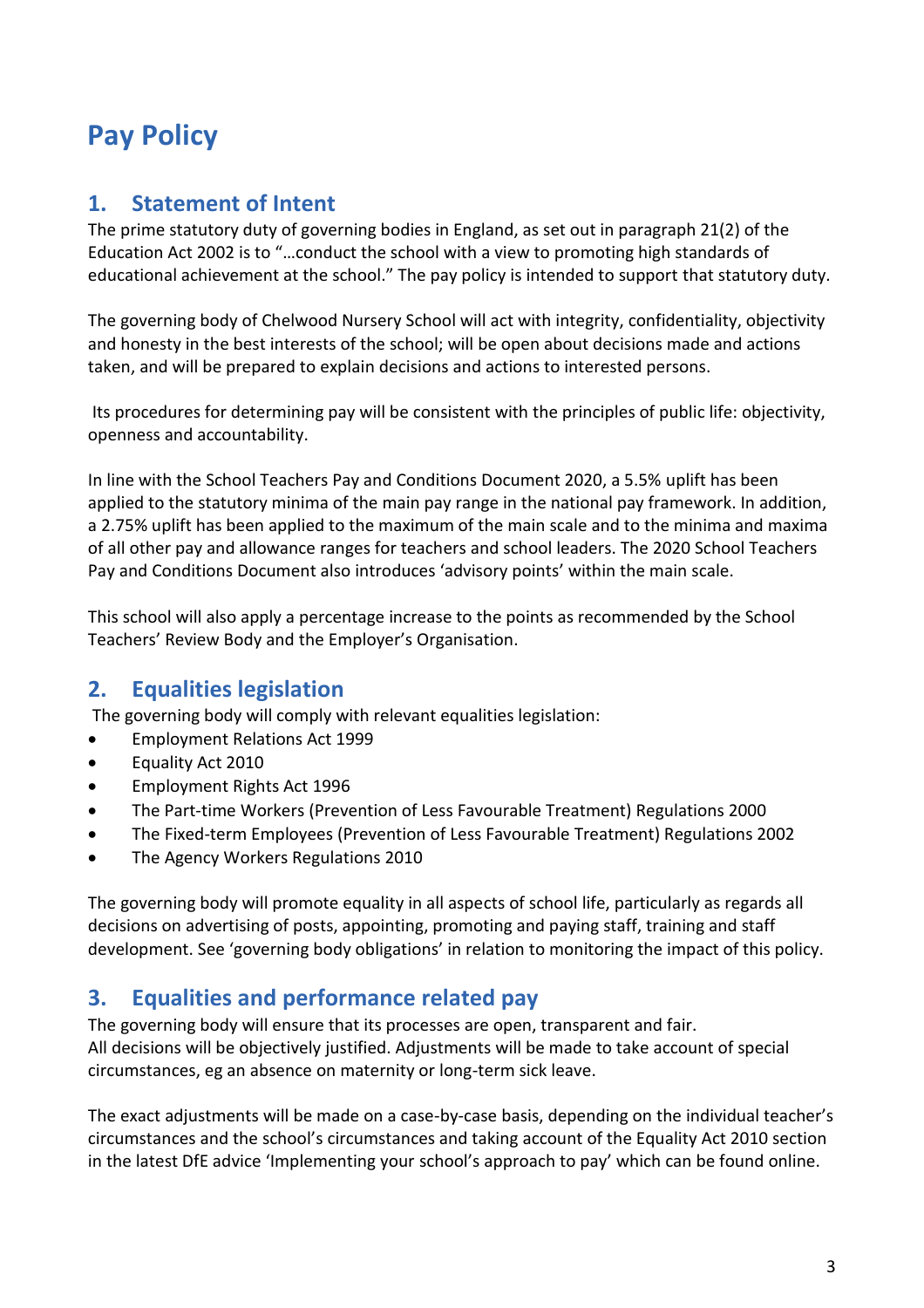# Pay Policy

## 1. Statement of Intent

The prime statutory duty of governing bodies in England, as set out in paragraph 21(2) of the Education Act 2002 is to "…conduct the school with a view to promoting high standards of educational achievement at the school." The pay policy is intended to support that statutory duty.

The governing body of Chelwood Nursery School will act with integrity, confidentiality, objectivity and honesty in the best interests of the school; will be open about decisions made and actions taken, and will be prepared to explain decisions and actions to interested persons.

Its procedures for determining pay will be consistent with the principles of public life: objectivity, openness and accountability.

In line with the School Teachers Pay and Conditions Document 2020, a 5.5% uplift has been applied to the statutory minima of the main pay range in the national pay framework. In addition, a 2.75% uplift has been applied to the maximum of the main scale and to the minima and maxima of all other pay and allowance ranges for teachers and school leaders. The 2020 School Teachers Pay and Conditions Document also introduces 'advisory points' within the main scale.

This school will also apply a percentage increase to the points as recommended by the School Teachers' Review Body and the Employer's Organisation.

## 2. Equalities legislation

The governing body will comply with relevant equalities legislation:

- Employment Relations Act 1999
- Equality Act 2010
- Employment Rights Act 1996
- The Part-time Workers (Prevention of Less Favourable Treatment) Regulations 2000
- The Fixed-term Employees (Prevention of Less Favourable Treatment) Regulations 2002
- The Agency Workers Regulations 2010

The governing body will promote equality in all aspects of school life, particularly as regards all decisions on advertising of posts, appointing, promoting and paying staff, training and staff development. See 'governing body obligations' in relation to monitoring the impact of this policy.

## 3. Equalities and performance related pay

The governing body will ensure that its processes are open, transparent and fair.
All decisions will be objectively justified. Adjustments will be made to take account of special circumstances, eg an absence on maternity or long-term sick leave.

The exact adjustments will be made on a case-by-case basis, depending on the individual teacher's circumstances and the school's circumstances and taking account of the Equality Act 2010 section in the latest DfE advice 'Implementing your school's approach to pay' which can be found online.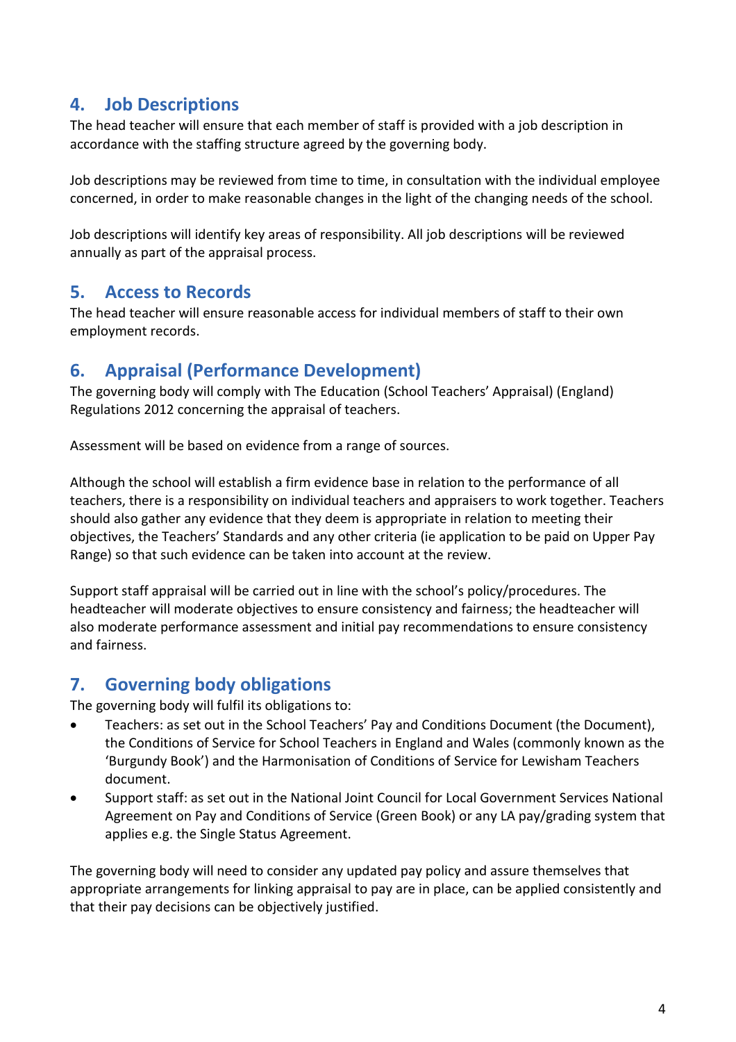## 4. Job Descriptions

The head teacher will ensure that each member of staff is provided with a job description in accordance with the staffing structure agreed by the governing body.

Job descriptions may be reviewed from time to time, in consultation with the individual employee concerned, in order to make reasonable changes in the light of the changing needs of the school.

Job descriptions will identify key areas of responsibility. All job descriptions will be reviewed annually as part of the appraisal process.

## 5. Access to Records

The head teacher will ensure reasonable access for individual members of staff to their own employment records.

## 6. Appraisal (Performance Development)

The governing body will comply with The Education (School Teachers' Appraisal) (England) Regulations 2012 concerning the appraisal of teachers.

Assessment will be based on evidence from a range of sources.

Although the school will establish a firm evidence base in relation to the performance of all teachers, there is a responsibility on individual teachers and appraisers to work together. Teachers should also gather any evidence that they deem is appropriate in relation to meeting their objectives, the Teachers' Standards and any other criteria (ie application to be paid on Upper Pay Range) so that such evidence can be taken into account at the review.

Support staff appraisal will be carried out in line with the school's policy/procedures. The headteacher will moderate objectives to ensure consistency and fairness; the headteacher will also moderate performance assessment and initial pay recommendations to ensure consistency and fairness.

## 7. Governing body obligations

The governing body will fulfil its obligations to:

- Teachers: as set out in the School Teachers' Pay and Conditions Document (the Document), the Conditions of Service for School Teachers in England and Wales (commonly known as the 'Burgundy Book') and the Harmonisation of Conditions of Service for Lewisham Teachers document.
- Support staff: as set out in the National Joint Council for Local Government Services National Agreement on Pay and Conditions of Service (Green Book) or any LA pay/grading system that applies e.g. the Single Status Agreement.

The governing body will need to consider any updated pay policy and assure themselves that appropriate arrangements for linking appraisal to pay are in place, can be applied consistently and that their pay decisions can be objectively justified.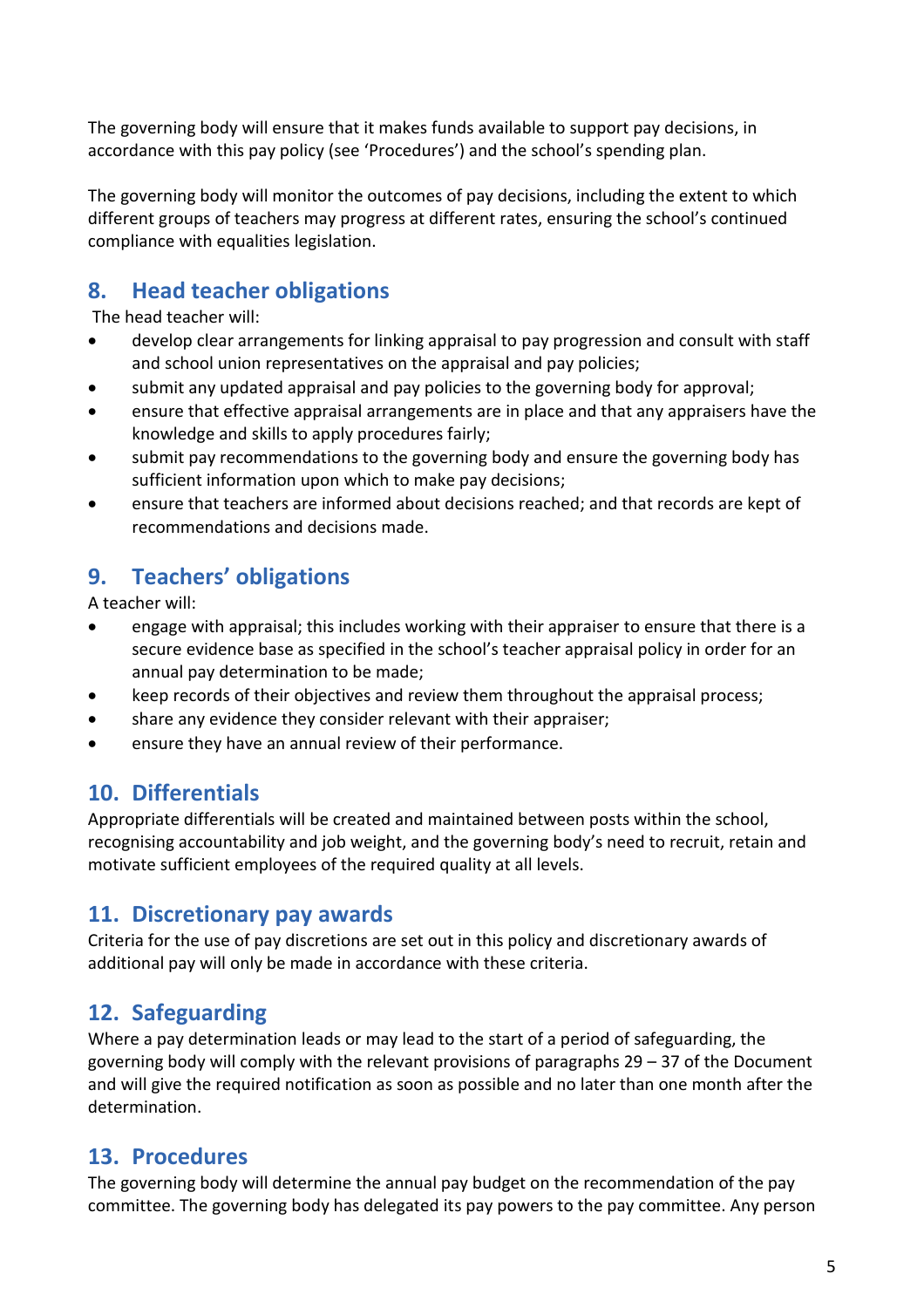The governing body will ensure that it makes funds available to support pay decisions, in accordance with this pay policy (see 'Procedures') and the school's spending plan.

The governing body will monitor the outcomes of pay decisions, including the extent to which different groups of teachers may progress at different rates, ensuring the school's continued compliance with equalities legislation.

## 8. Head teacher obligations

The head teacher will:

- develop clear arrangements for linking appraisal to pay progression and consult with staff and school union representatives on the appraisal and pay policies;
- submit any updated appraisal and pay policies to the governing body for approval;
- ensure that effective appraisal arrangements are in place and that any appraisers have the knowledge and skills to apply procedures fairly;
- submit pay recommendations to the governing body and ensure the governing body has sufficient information upon which to make pay decisions;
- ensure that teachers are informed about decisions reached; and that records are kept of recommendations and decisions made.

## 9. Teachers' obligations

A teacher will:

- engage with appraisal; this includes working with their appraiser to ensure that there is a secure evidence base as specified in the school's teacher appraisal policy in order for an annual pay determination to be made;
- keep records of their objectives and review them throughout the appraisal process;
- share any evidence they consider relevant with their appraiser;
- ensure they have an annual review of their performance.

## 10. Differentials

Appropriate differentials will be created and maintained between posts within the school, recognising accountability and job weight, and the governing body's need to recruit, retain and motivate sufficient employees of the required quality at all levels.

## 11. Discretionary pay awards

Criteria for the use of pay discretions are set out in this policy and discretionary awards of additional pay will only be made in accordance with these criteria.

## 12. Safeguarding

Where a pay determination leads or may lead to the start of a period of safeguarding, the governing body will comply with the relevant provisions of paragraphs 29 – 37 of the Document and will give the required notification as soon as possible and no later than one month after the determination.

## 13. Procedures

The governing body will determine the annual pay budget on the recommendation of the pay committee. The governing body has delegated its pay powers to the pay committee. Any person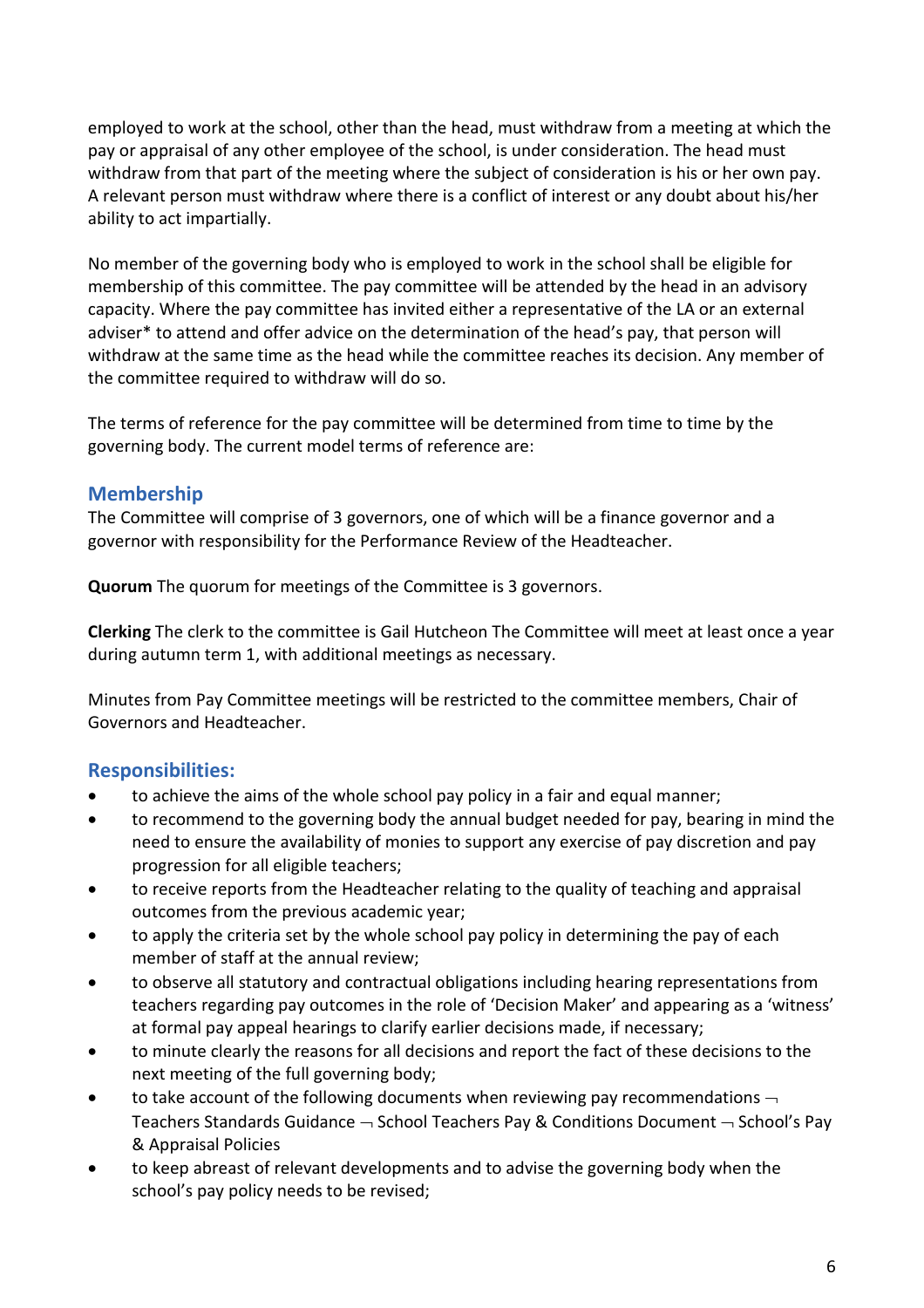employed to work at the school, other than the head, must withdraw from a meeting at which the pay or appraisal of any other employee of the school, is under consideration. The head must withdraw from that part of the meeting where the subject of consideration is his or her own pay. A relevant person must withdraw where there is a conflict of interest or any doubt about his/her ability to act impartially.

No member of the governing body who is employed to work in the school shall be eligible for membership of this committee. The pay committee will be attended by the head in an advisory capacity. Where the pay committee has invited either a representative of the LA or an external adviser* to attend and offer advice on the determination of the head's pay, that person will withdraw at the same time as the head while the committee reaches its decision. Any member of the committee required to withdraw will do so.

The terms of reference for the pay committee will be determined from time to time by the governing body. The current model terms of reference are:

## Membership

The Committee will comprise of 3 governors, one of which will be a finance governor and a governor with responsibility for the Performance Review of the Headteacher.

**Quorum** The quorum for meetings of the Committee is 3 governors.

**Clerking** The clerk to the committee is Gail Hutcheon The Committee will meet at least once a year during autumn term 1, with additional meetings as necessary.

Minutes from Pay Committee meetings will be restricted to the committee members, Chair of Governors and Headteacher.

## Responsibilities:

- to achieve the aims of the whole school pay policy in a fair and equal manner;
- to recommend to the governing body the annual budget needed for pay, bearing in mind the need to ensure the availability of monies to support any exercise of pay discretion and pay progression for all eligible teachers;
- to receive reports from the Headteacher relating to the quality of teaching and appraisal outcomes from the previous academic year;
- to apply the criteria set by the whole school pay policy in determining the pay of each member of staff at the annual review;
- to observe all statutory and contractual obligations including hearing representations from teachers regarding pay outcomes in the role of 'Decision Maker' and appearing as a 'witness' at formal pay appeal hearings to clarify earlier decisions made, if necessary;
- to minute clearly the reasons for all decisions and report the fact of these decisions to the next meeting of the full governing body;
- to take account of the following documents when reviewing pay recommendations ¬ Teachers Standards Guidance ¬ School Teachers Pay & Conditions Document ¬ School's Pay & Appraisal Policies
- to keep abreast of relevant developments and to advise the governing body when the school's pay policy needs to be revised;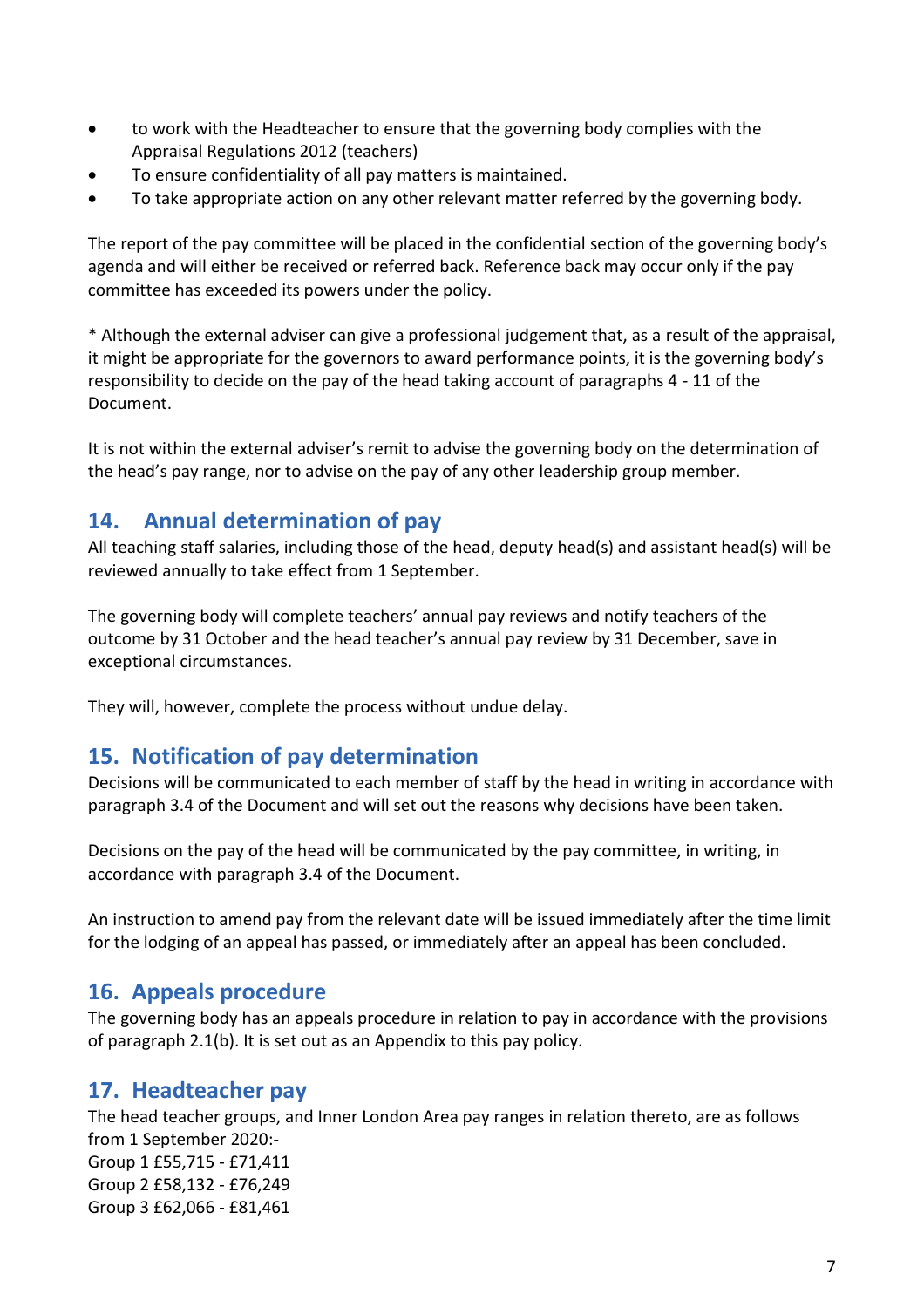- to work with the Headteacher to ensure that the governing body complies with the Appraisal Regulations 2012 (teachers)
- To ensure confidentiality of all pay matters is maintained.
- To take appropriate action on any other relevant matter referred by the governing body.

The report of the pay committee will be placed in the confidential section of the governing body's agenda and will either be received or referred back. Reference back may occur only if the pay committee has exceeded its powers under the policy.

* Although the external adviser can give a professional judgement that, as a result of the appraisal, it might be appropriate for the governors to award performance points, it is the governing body's responsibility to decide on the pay of the head taking account of paragraphs 4 - 11 of the Document.

It is not within the external adviser's remit to advise the governing body on the determination of the head's pay range, nor to advise on the pay of any other leadership group member.

## 14. Annual determination of pay

All teaching staff salaries, including those of the head, deputy head(s) and assistant head(s) will be reviewed annually to take effect from 1 September.

The governing body will complete teachers' annual pay reviews and notify teachers of the outcome by 31 October and the head teacher's annual pay review by 31 December, save in exceptional circumstances.

They will, however, complete the process without undue delay.

## 15. Notification of pay determination

Decisions will be communicated to each member of staff by the head in writing in accordance with paragraph 3.4 of the Document and will set out the reasons why decisions have been taken.

Decisions on the pay of the head will be communicated by the pay committee, in writing, in accordance with paragraph 3.4 of the Document.

An instruction to amend pay from the relevant date will be issued immediately after the time limit for the lodging of an appeal has passed, or immediately after an appeal has been concluded.

## 16. Appeals procedure

The governing body has an appeals procedure in relation to pay in accordance with the provisions of paragraph 2.1(b). It is set out as an Appendix to this pay policy.

## 17. Headteacher pay

The head teacher groups, and Inner London Area pay ranges in relation thereto, are as follows from 1 September 2020:-
Group 1 £55,715 - £71,411
Group 2 £58,132 - £76,249
Group 3 £62,066 - £81,461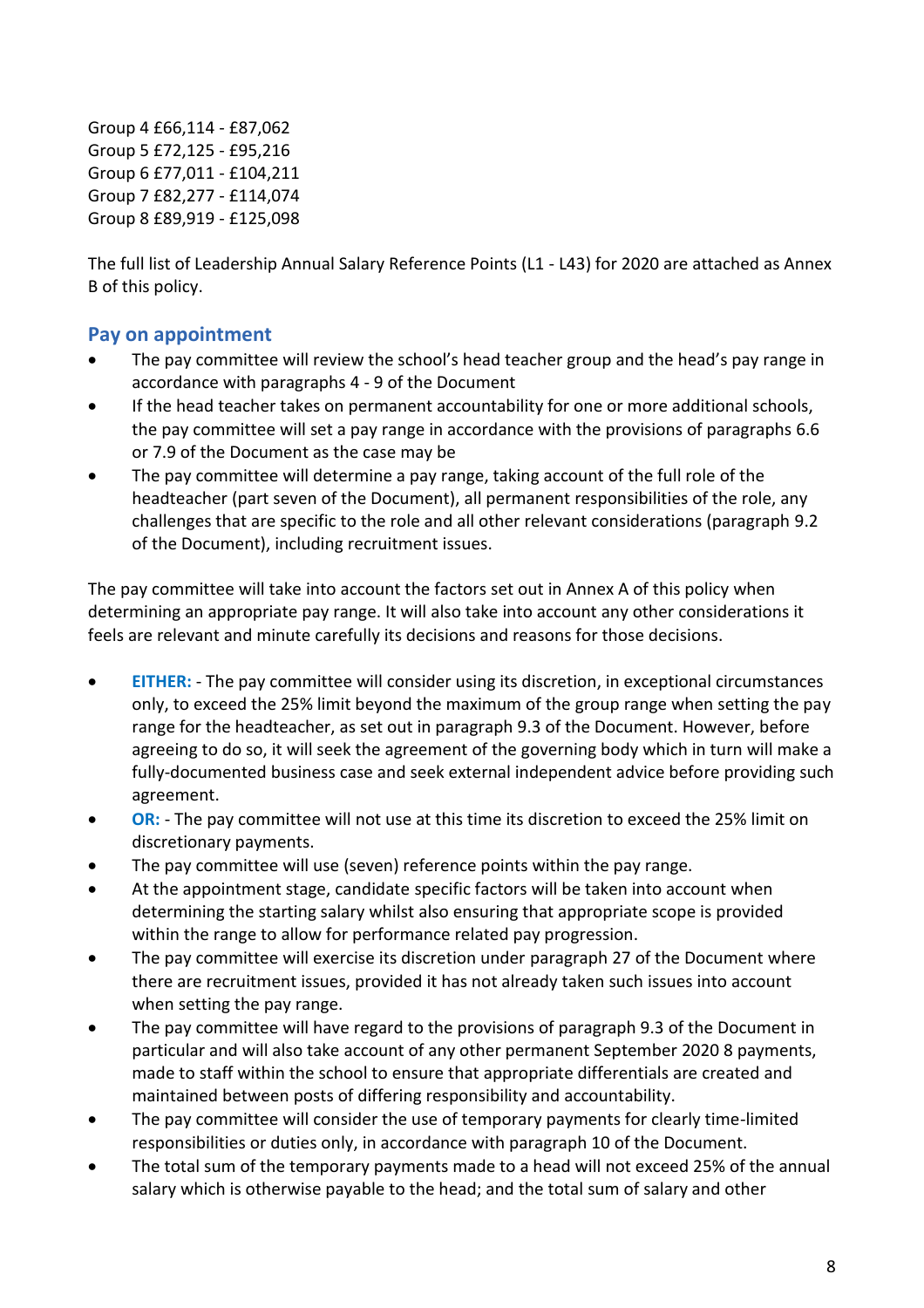Group 4 £66,114 - £87,062
Group 5 £72,125 - £95,216
Group 6 £77,011 - £104,211
Group 7 £82,277 - £114,074
Group 8 £89,919 - £125,098

The full list of Leadership Annual Salary Reference Points (L1 - L43) for 2020 are attached as Annex B of this policy.

## Pay on appointment

- The pay committee will review the school's head teacher group and the head's pay range in accordance with paragraphs 4 - 9 of the Document
- If the head teacher takes on permanent accountability for one or more additional schools, the pay committee will set a pay range in accordance with the provisions of paragraphs 6.6 or 7.9 of the Document as the case may be
- The pay committee will determine a pay range, taking account of the full role of the headteacher (part seven of the Document), all permanent responsibilities of the role, any challenges that are specific to the role and all other relevant considerations (paragraph 9.2 of the Document), including recruitment issues.

The pay committee will take into account the factors set out in Annex A of this policy when determining an appropriate pay range. It will also take into account any other considerations it feels are relevant and minute carefully its decisions and reasons for those decisions.

- **EITHER:** - The pay committee will consider using its discretion, in exceptional circumstances only, to exceed the 25% limit beyond the maximum of the group range when setting the pay range for the headteacher, as set out in paragraph 9.3 of the Document. However, before agreeing to do so, it will seek the agreement of the governing body which in turn will make a fully-documented business case and seek external independent advice before providing such agreement.
- **OR:** - The pay committee will not use at this time its discretion to exceed the 25% limit on discretionary payments.
- The pay committee will use (seven) reference points within the pay range.
- At the appointment stage, candidate specific factors will be taken into account when determining the starting salary whilst also ensuring that appropriate scope is provided within the range to allow for performance related pay progression.
- The pay committee will exercise its discretion under paragraph 27 of the Document where there are recruitment issues, provided it has not already taken such issues into account when setting the pay range.
- The pay committee will have regard to the provisions of paragraph 9.3 of the Document in particular and will also take account of any other permanent September 2020 8 payments, made to staff within the school to ensure that appropriate differentials are created and maintained between posts of differing responsibility and accountability.
- The pay committee will consider the use of temporary payments for clearly time-limited responsibilities or duties only, in accordance with paragraph 10 of the Document.
- The total sum of the temporary payments made to a head will not exceed 25% of the annual salary which is otherwise payable to the head; and the total sum of salary and other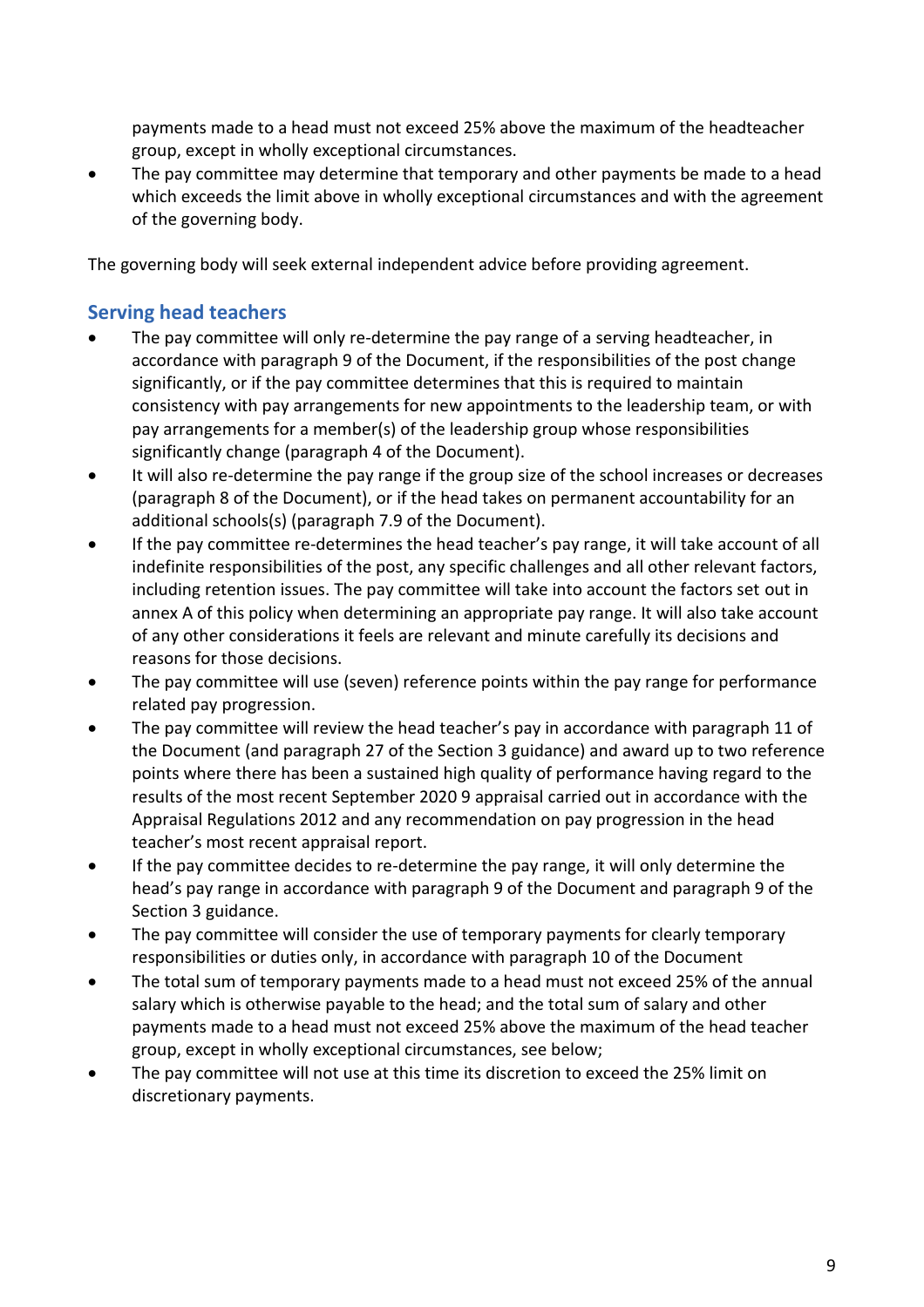payments made to a head must not exceed 25% above the maximum of the headteacher group, except in wholly exceptional circumstances.

- The pay committee may determine that temporary and other payments be made to a head which exceeds the limit above in wholly exceptional circumstances and with the agreement of the governing body.

The governing body will seek external independent advice before providing agreement.

## Serving head teachers

- The pay committee will only re-determine the pay range of a serving headteacher, in accordance with paragraph 9 of the Document, if the responsibilities of the post change significantly, or if the pay committee determines that this is required to maintain consistency with pay arrangements for new appointments to the leadership team, or with pay arrangements for a member(s) of the leadership group whose responsibilities significantly change (paragraph 4 of the Document).
- It will also re-determine the pay range if the group size of the school increases or decreases (paragraph 8 of the Document), or if the head takes on permanent accountability for an additional schools(s) (paragraph 7.9 of the Document).
- If the pay committee re-determines the head teacher's pay range, it will take account of all indefinite responsibilities of the post, any specific challenges and all other relevant factors, including retention issues. The pay committee will take into account the factors set out in annex A of this policy when determining an appropriate pay range. It will also take account of any other considerations it feels are relevant and minute carefully its decisions and reasons for those decisions.
- The pay committee will use (seven) reference points within the pay range for performance related pay progression.
- The pay committee will review the head teacher's pay in accordance with paragraph 11 of the Document (and paragraph 27 of the Section 3 guidance) and award up to two reference points where there has been a sustained high quality of performance having regard to the results of the most recent September 2020 9 appraisal carried out in accordance with the Appraisal Regulations 2012 and any recommendation on pay progression in the head teacher's most recent appraisal report.
- If the pay committee decides to re-determine the pay range, it will only determine the head's pay range in accordance with paragraph 9 of the Document and paragraph 9 of the Section 3 guidance.
- The pay committee will consider the use of temporary payments for clearly temporary responsibilities or duties only, in accordance with paragraph 10 of the Document
- The total sum of temporary payments made to a head must not exceed 25% of the annual salary which is otherwise payable to the head; and the total sum of salary and other payments made to a head must not exceed 25% above the maximum of the head teacher group, except in wholly exceptional circumstances, see below;
- The pay committee will not use at this time its discretion to exceed the 25% limit on discretionary payments.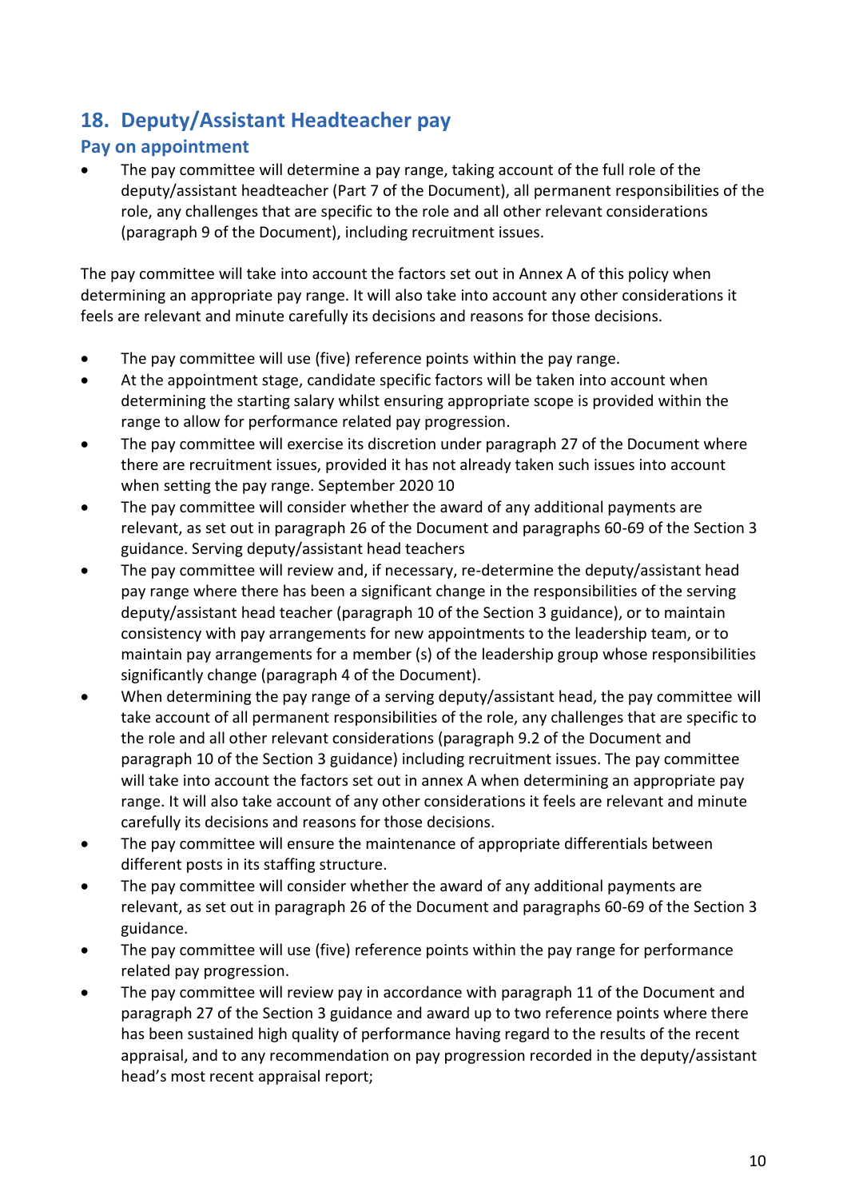## 18. Deputy/Assistant Headteacher pay

### Pay on appointment

- The pay committee will determine a pay range, taking account of the full role of the deputy/assistant headteacher (Part 7 of the Document), all permanent responsibilities of the role, any challenges that are specific to the role and all other relevant considerations (paragraph 9 of the Document), including recruitment issues.

The pay committee will take into account the factors set out in Annex A of this policy when determining an appropriate pay range. It will also take into account any other considerations it feels are relevant and minute carefully its decisions and reasons for those decisions.

- The pay committee will use (five) reference points within the pay range.
- At the appointment stage, candidate specific factors will be taken into account when determining the starting salary whilst ensuring appropriate scope is provided within the range to allow for performance related pay progression.
- The pay committee will exercise its discretion under paragraph 27 of the Document where there are recruitment issues, provided it has not already taken such issues into account when setting the pay range. September 2020 10
- The pay committee will consider whether the award of any additional payments are relevant, as set out in paragraph 26 of the Document and paragraphs 60-69 of the Section 3 guidance. Serving deputy/assistant head teachers
- The pay committee will review and, if necessary, re-determine the deputy/assistant head pay range where there has been a significant change in the responsibilities of the serving deputy/assistant head teacher (paragraph 10 of the Section 3 guidance), or to maintain consistency with pay arrangements for new appointments to the leadership team, or to maintain pay arrangements for a member (s) of the leadership group whose responsibilities significantly change (paragraph 4 of the Document).
- When determining the pay range of a serving deputy/assistant head, the pay committee will take account of all permanent responsibilities of the role, any challenges that are specific to the role and all other relevant considerations (paragraph 9.2 of the Document and paragraph 10 of the Section 3 guidance) including recruitment issues. The pay committee will take into account the factors set out in annex A when determining an appropriate pay range. It will also take account of any other considerations it feels are relevant and minute carefully its decisions and reasons for those decisions.
- The pay committee will ensure the maintenance of appropriate differentials between different posts in its staffing structure.
- The pay committee will consider whether the award of any additional payments are relevant, as set out in paragraph 26 of the Document and paragraphs 60-69 of the Section 3 guidance.
- The pay committee will use (five) reference points within the pay range for performance related pay progression.
- The pay committee will review pay in accordance with paragraph 11 of the Document and paragraph 27 of the Section 3 guidance and award up to two reference points where there has been sustained high quality of performance having regard to the results of the recent appraisal, and to any recommendation on pay progression recorded in the deputy/assistant head's most recent appraisal report;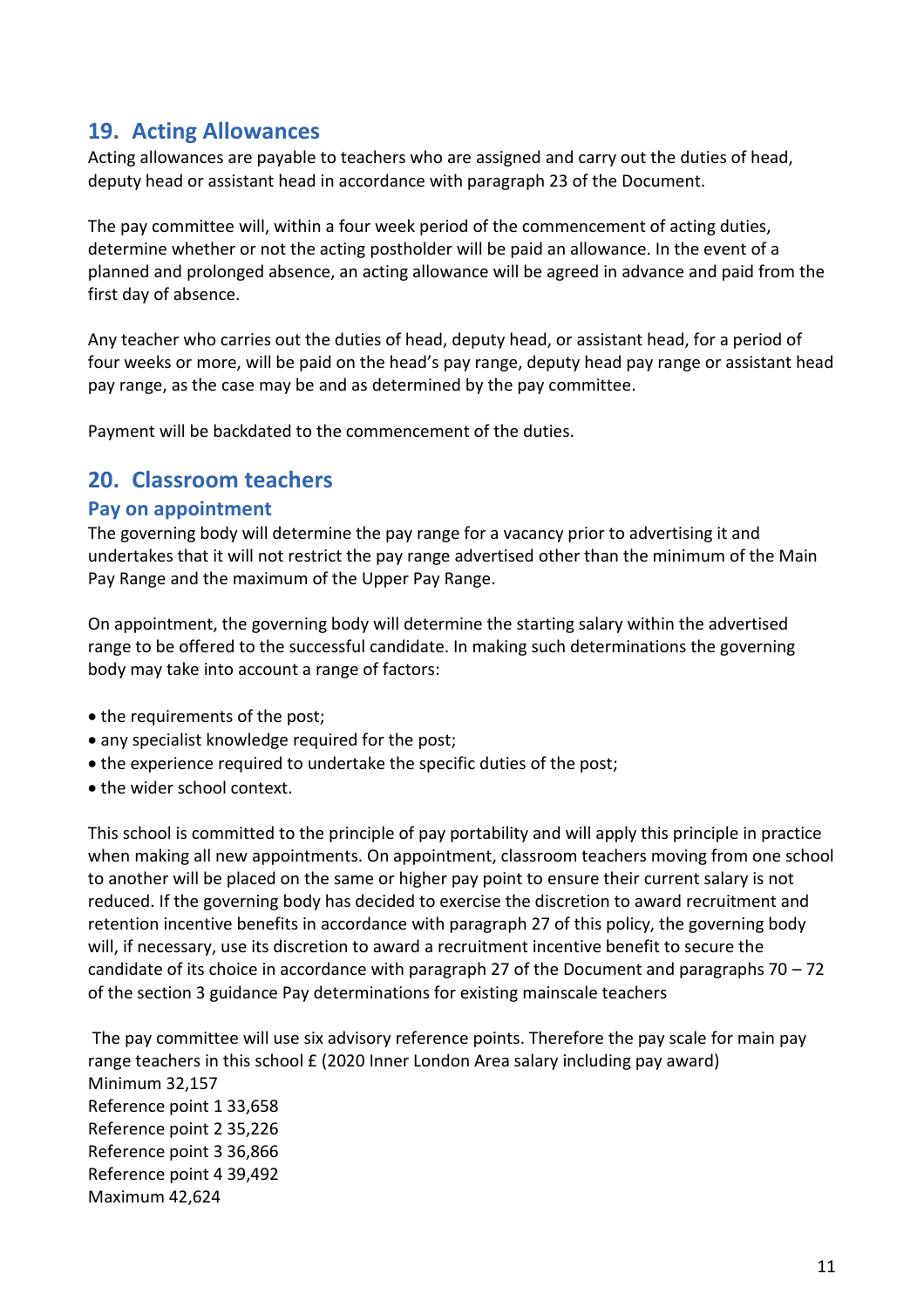## 19. Acting Allowances

Acting allowances are payable to teachers who are assigned and carry out the duties of head, deputy head or assistant head in accordance with paragraph 23 of the Document.

The pay committee will, within a four week period of the commencement of acting duties, determine whether or not the acting postholder will be paid an allowance. In the event of a planned and prolonged absence, an acting allowance will be agreed in advance and paid from the first day of absence.

Any teacher who carries out the duties of head, deputy head, or assistant head, for a period of four weeks or more, will be paid on the head's pay range, deputy head pay range or assistant head pay range, as the case may be and as determined by the pay committee.

Payment will be backdated to the commencement of the duties.

## 20. Classroom teachers

### Pay on appointment

The governing body will determine the pay range for a vacancy prior to advertising it and undertakes that it will not restrict the pay range advertised other than the minimum of the Main Pay Range and the maximum of the Upper Pay Range.

On appointment, the governing body will determine the starting salary within the advertised range to be offered to the successful candidate. In making such determinations the governing body may take into account a range of factors:

- the requirements of the post;
- any specialist knowledge required for the post;
- the experience required to undertake the specific duties of the post;
- the wider school context.

This school is committed to the principle of pay portability and will apply this principle in practice when making all new appointments. On appointment, classroom teachers moving from one school to another will be placed on the same or higher pay point to ensure their current salary is not reduced. If the governing body has decided to exercise the discretion to award recruitment and retention incentive benefits in accordance with paragraph 27 of this policy, the governing body will, if necessary, use its discretion to award a recruitment incentive benefit to secure the candidate of its choice in accordance with paragraph 27 of the Document and paragraphs 70 – 72 of the section 3 guidance Pay determinations for existing mainscale teachers

The pay committee will use six advisory reference points. Therefore the pay scale for main pay range teachers in this school £ (2020 Inner London Area salary including pay award)
Minimum 32,157
Reference point 1 33,658
Reference point 2 35,226
Reference point 3 36,866
Reference point 4 39,492
Maximum 42,624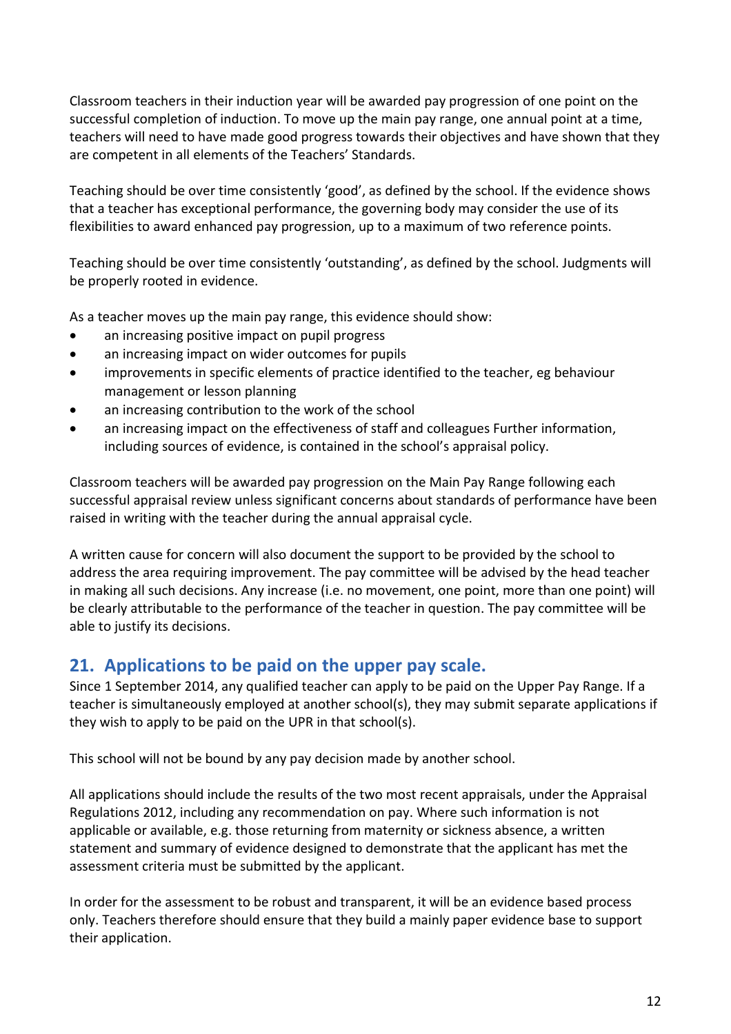Classroom teachers in their induction year will be awarded pay progression of one point on the successful completion of induction. To move up the main pay range, one annual point at a time, teachers will need to have made good progress towards their objectives and have shown that they are competent in all elements of the Teachers' Standards.

Teaching should be over time consistently 'good', as defined by the school. If the evidence shows that a teacher has exceptional performance, the governing body may consider the use of its flexibilities to award enhanced pay progression, up to a maximum of two reference points.

Teaching should be over time consistently 'outstanding', as defined by the school. Judgments will be properly rooted in evidence.

As a teacher moves up the main pay range, this evidence should show:

- an increasing positive impact on pupil progress
- an increasing impact on wider outcomes for pupils
- improvements in specific elements of practice identified to the teacher, eg behaviour management or lesson planning
- an increasing contribution to the work of the school
- an increasing impact on the effectiveness of staff and colleagues Further information, including sources of evidence, is contained in the school's appraisal policy.

Classroom teachers will be awarded pay progression on the Main Pay Range following each successful appraisal review unless significant concerns about standards of performance have been raised in writing with the teacher during the annual appraisal cycle.

A written cause for concern will also document the support to be provided by the school to address the area requiring improvement. The pay committee will be advised by the head teacher in making all such decisions. Any increase (i.e. no movement, one point, more than one point) will be clearly attributable to the performance of the teacher in question. The pay committee will be able to justify its decisions.

## 21. Applications to be paid on the upper pay scale.

Since 1 September 2014, any qualified teacher can apply to be paid on the Upper Pay Range. If a teacher is simultaneously employed at another school(s), they may submit separate applications if they wish to apply to be paid on the UPR in that school(s).

This school will not be bound by any pay decision made by another school.

All applications should include the results of the two most recent appraisals, under the Appraisal Regulations 2012, including any recommendation on pay. Where such information is not applicable or available, e.g. those returning from maternity or sickness absence, a written statement and summary of evidence designed to demonstrate that the applicant has met the assessment criteria must be submitted by the applicant.

In order for the assessment to be robust and transparent, it will be an evidence based process only. Teachers therefore should ensure that they build a mainly paper evidence base to support their application.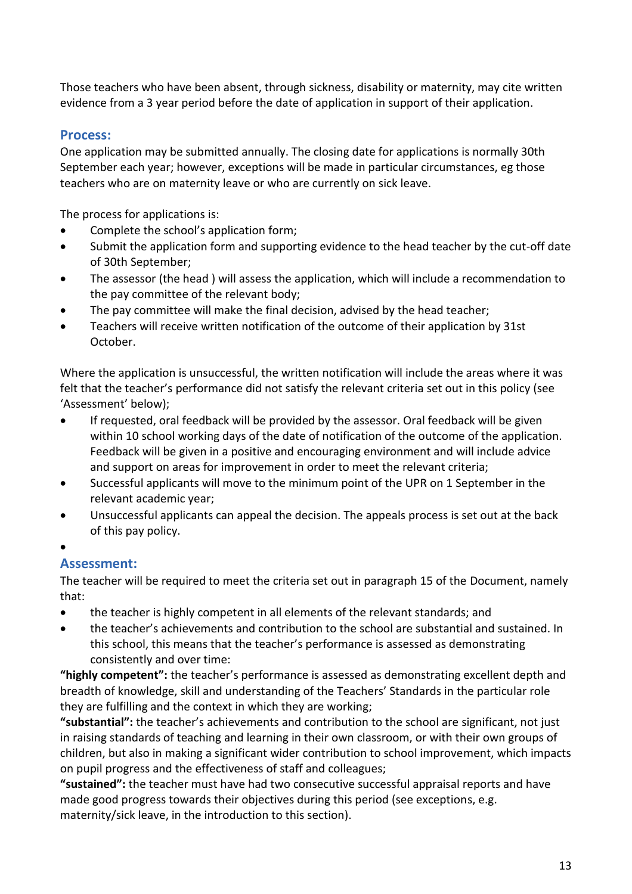Those teachers who have been absent, through sickness, disability or maternity, may cite written evidence from a 3 year period before the date of application in support of their application.

## Process:

One application may be submitted annually. The closing date for applications is normally 30th September each year; however, exceptions will be made in particular circumstances, eg those teachers who are on maternity leave or who are currently on sick leave.

The process for applications is:

- Complete the school's application form;
- Submit the application form and supporting evidence to the head teacher by the cut-off date of 30th September;
- The assessor (the head ) will assess the application, which will include a recommendation to the pay committee of the relevant body;
- The pay committee will make the final decision, advised by the head teacher;
- Teachers will receive written notification of the outcome of their application by 31st October.

Where the application is unsuccessful, the written notification will include the areas where it was felt that the teacher's performance did not satisfy the relevant criteria set out in this policy (see 'Assessment' below);

- If requested, oral feedback will be provided by the assessor. Oral feedback will be given within 10 school working days of the date of notification of the outcome of the application. Feedback will be given in a positive and encouraging environment and will include advice and support on areas for improvement in order to meet the relevant criteria;
- Successful applicants will move to the minimum point of the UPR on 1 September in the relevant academic year;
- Unsuccessful applicants can appeal the decision. The appeals process is set out at the back of this pay policy.

## Assessment:

The teacher will be required to meet the criteria set out in paragraph 15 of the Document, namely that:

- the teacher is highly competent in all elements of the relevant standards; and
- the teacher's achievements and contribution to the school are substantial and sustained. In this school, this means that the teacher's performance is assessed as demonstrating consistently and over time:

**"highly competent":** the teacher's performance is assessed as demonstrating excellent depth and breadth of knowledge, skill and understanding of the Teachers' Standards in the particular role they are fulfilling and the context in which they are working;

**"substantial":** the teacher's achievements and contribution to the school are significant, not just in raising standards of teaching and learning in their own classroom, or with their own groups of children, but also in making a significant wider contribution to school improvement, which impacts on pupil progress and the effectiveness of staff and colleagues;

**"sustained":** the teacher must have had two consecutive successful appraisal reports and have made good progress towards their objectives during this period (see exceptions, e.g. maternity/sick leave, in the introduction to this section).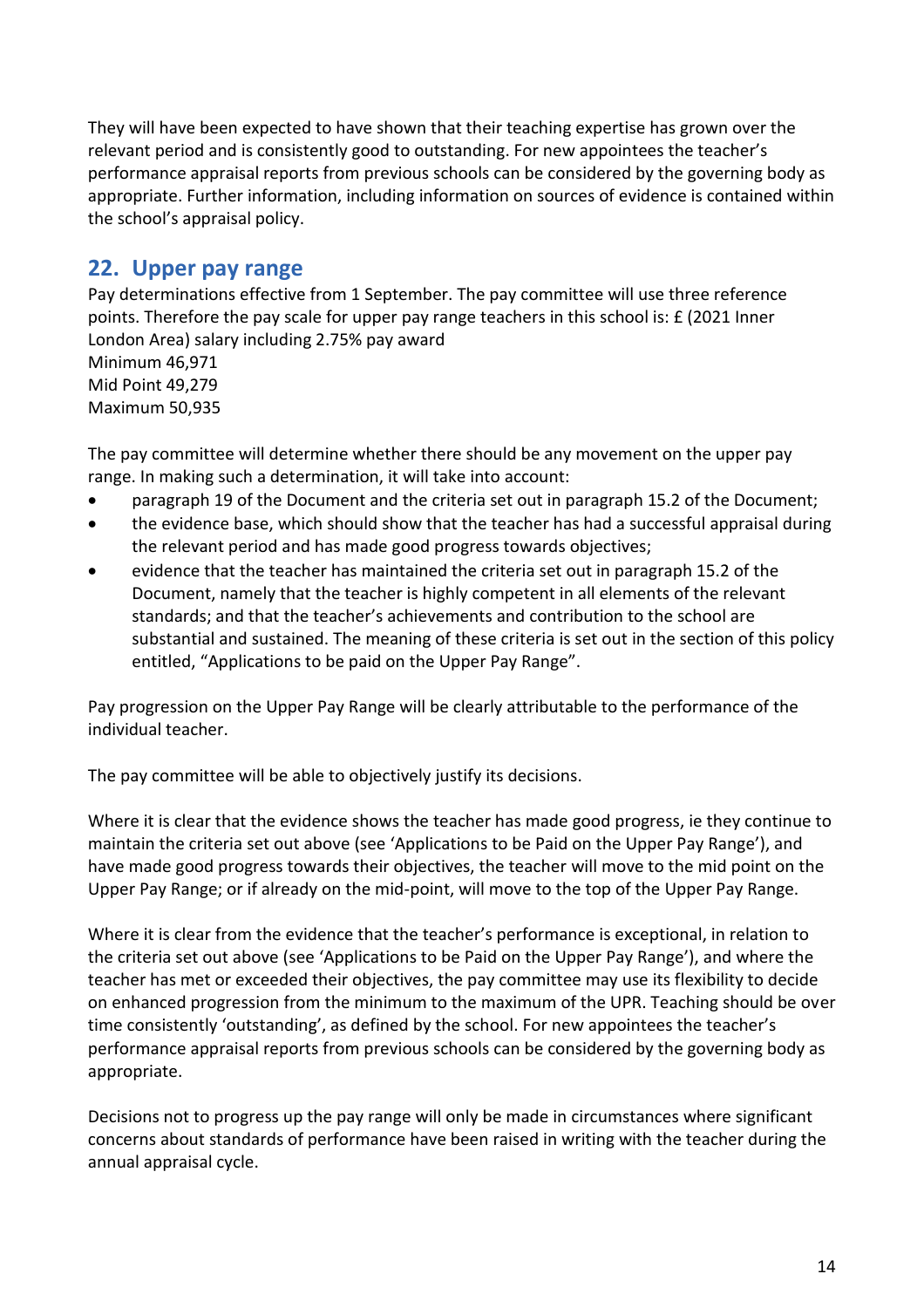They will have been expected to have shown that their teaching expertise has grown over the relevant period and is consistently good to outstanding. For new appointees the teacher's performance appraisal reports from previous schools can be considered by the governing body as appropriate. Further information, including information on sources of evidence is contained within the school's appraisal policy.

## 22. Upper pay range

Pay determinations effective from 1 September. The pay committee will use three reference points. Therefore the pay scale for upper pay range teachers in this school is: £ (2021 Inner London Area) salary including 2.75% pay award
Minimum 46,971
Mid Point 49,279
Maximum 50,935

The pay committee will determine whether there should be any movement on the upper pay range. In making such a determination, it will take into account:

- paragraph 19 of the Document and the criteria set out in paragraph 15.2 of the Document;
- the evidence base, which should show that the teacher has had a successful appraisal during the relevant period and has made good progress towards objectives;
- evidence that the teacher has maintained the criteria set out in paragraph 15.2 of the Document, namely that the teacher is highly competent in all elements of the relevant standards; and that the teacher's achievements and contribution to the school are substantial and sustained. The meaning of these criteria is set out in the section of this policy entitled, "Applications to be paid on the Upper Pay Range".

Pay progression on the Upper Pay Range will be clearly attributable to the performance of the individual teacher.

The pay committee will be able to objectively justify its decisions.

Where it is clear that the evidence shows the teacher has made good progress, ie they continue to maintain the criteria set out above (see 'Applications to be Paid on the Upper Pay Range'), and have made good progress towards their objectives, the teacher will move to the mid point on the Upper Pay Range; or if already on the mid-point, will move to the top of the Upper Pay Range.

Where it is clear from the evidence that the teacher's performance is exceptional, in relation to the criteria set out above (see 'Applications to be Paid on the Upper Pay Range'), and where the teacher has met or exceeded their objectives, the pay committee may use its flexibility to decide on enhanced progression from the minimum to the maximum of the UPR. Teaching should be over time consistently 'outstanding', as defined by the school. For new appointees the teacher's performance appraisal reports from previous schools can be considered by the governing body as appropriate.

Decisions not to progress up the pay range will only be made in circumstances where significant concerns about standards of performance have been raised in writing with the teacher during the annual appraisal cycle.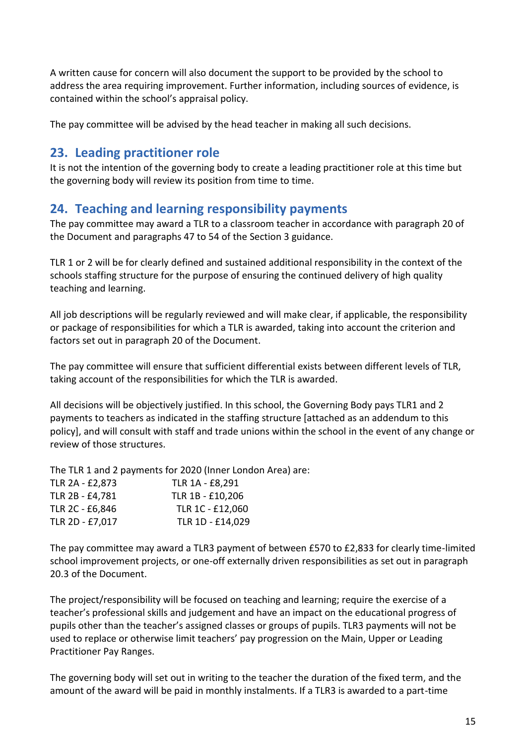A written cause for concern will also document the support to be provided by the school to address the area requiring improvement. Further information, including sources of evidence, is contained within the school's appraisal policy.

The pay committee will be advised by the head teacher in making all such decisions.

## 23. Leading practitioner role

It is not the intention of the governing body to create a leading practitioner role at this time but the governing body will review its position from time to time.

## 24. Teaching and learning responsibility payments

The pay committee may award a TLR to a classroom teacher in accordance with paragraph 20 of the Document and paragraphs 47 to 54 of the Section 3 guidance.

TLR 1 or 2 will be for clearly defined and sustained additional responsibility in the context of the schools staffing structure for the purpose of ensuring the continued delivery of high quality teaching and learning.

All job descriptions will be regularly reviewed and will make clear, if applicable, the responsibility or package of responsibilities for which a TLR is awarded, taking into account the criterion and factors set out in paragraph 20 of the Document.

The pay committee will ensure that sufficient differential exists between different levels of TLR, taking account of the responsibilities for which the TLR is awarded.

All decisions will be objectively justified. In this school, the Governing Body pays TLR1 and 2 payments to teachers as indicated in the staffing structure [attached as an addendum to this policy], and will consult with staff and trade unions within the school in the event of any change or review of those structures.

The TLR 1 and 2 payments for 2020 (Inner London Area) are:

| | |
|---|---|
| TLR 2A - £2,873 | TLR 1A - £8,291 |
| TLR 2B - £4,781 | TLR 1B - £10,206 |
| TLR 2C - £6,846 | TLR 1C - £12,060 |
| TLR 2D - £7,017 | TLR 1D - £14,029 |

The pay committee may award a TLR3 payment of between £570 to £2,833 for clearly time-limited school improvement projects, or one-off externally driven responsibilities as set out in paragraph 20.3 of the Document.

The project/responsibility will be focused on teaching and learning; require the exercise of a teacher's professional skills and judgement and have an impact on the educational progress of pupils other than the teacher's assigned classes or groups of pupils. TLR3 payments will not be used to replace or otherwise limit teachers' pay progression on the Main, Upper or Leading Practitioner Pay Ranges.

The governing body will set out in writing to the teacher the duration of the fixed term, and the amount of the award will be paid in monthly instalments. If a TLR3 is awarded to a part-time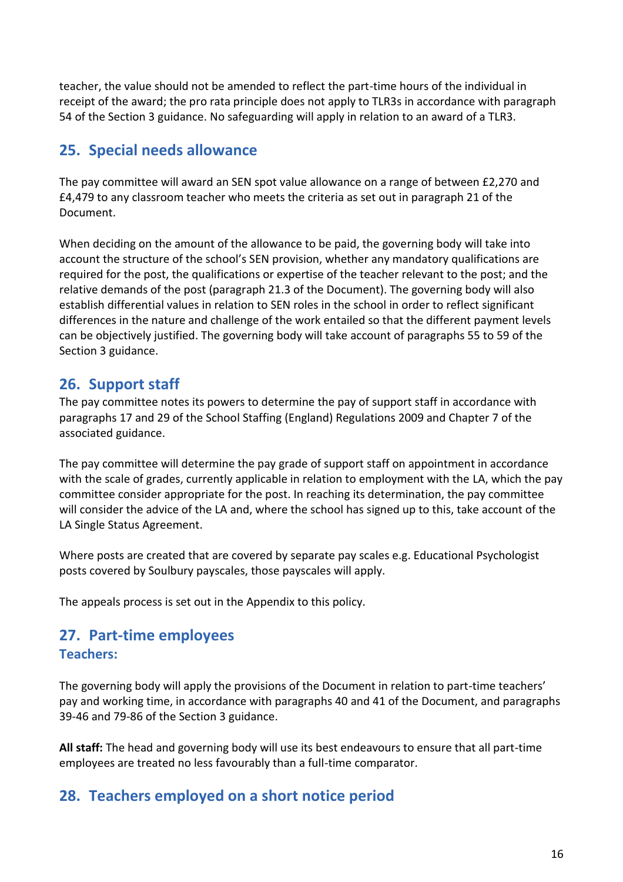teacher, the value should not be amended to reflect the part-time hours of the individual in receipt of the award; the pro rata principle does not apply to TLR3s in accordance with paragraph 54 of the Section 3 guidance. No safeguarding will apply in relation to an award of a TLR3.

## 25. Special needs allowance

The pay committee will award an SEN spot value allowance on a range of between £2,270 and £4,479 to any classroom teacher who meets the criteria as set out in paragraph 21 of the Document.

When deciding on the amount of the allowance to be paid, the governing body will take into account the structure of the school's SEN provision, whether any mandatory qualifications are required for the post, the qualifications or expertise of the teacher relevant to the post; and the relative demands of the post (paragraph 21.3 of the Document). The governing body will also establish differential values in relation to SEN roles in the school in order to reflect significant differences in the nature and challenge of the work entailed so that the different payment levels can be objectively justified. The governing body will take account of paragraphs 55 to 59 of the Section 3 guidance.

## 26. Support staff

The pay committee notes its powers to determine the pay of support staff in accordance with paragraphs 17 and 29 of the School Staffing (England) Regulations 2009 and Chapter 7 of the associated guidance.

The pay committee will determine the pay grade of support staff on appointment in accordance with the scale of grades, currently applicable in relation to employment with the LA, which the pay committee consider appropriate for the post. In reaching its determination, the pay committee will consider the advice of the LA and, where the school has signed up to this, take account of the LA Single Status Agreement.

Where posts are created that are covered by separate pay scales e.g. Educational Psychologist posts covered by Soulbury payscales, those payscales will apply.

The appeals process is set out in the Appendix to this policy.

## 27. Part-time employees

### Teachers:

The governing body will apply the provisions of the Document in relation to part-time teachers' pay and working time, in accordance with paragraphs 40 and 41 of the Document, and paragraphs 39-46 and 79-86 of the Section 3 guidance.

**All staff:** The head and governing body will use its best endeavours to ensure that all part-time employees are treated no less favourably than a full-time comparator.

## 28. Teachers employed on a short notice period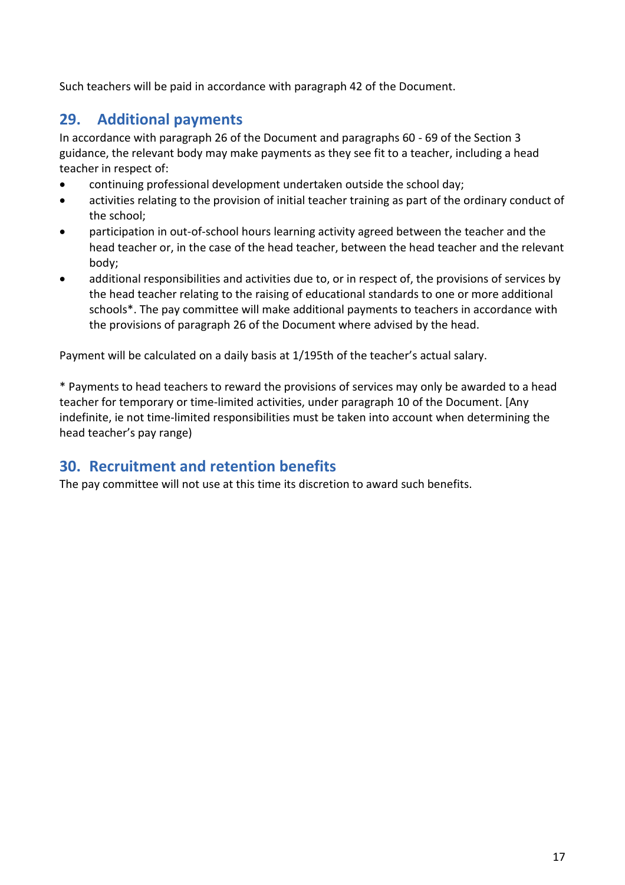Such teachers will be paid in accordance with paragraph 42 of the Document.

## 29. Additional payments

In accordance with paragraph 26 of the Document and paragraphs 60 - 69 of the Section 3 guidance, the relevant body may make payments as they see fit to a teacher, including a head teacher in respect of:

- continuing professional development undertaken outside the school day;
- activities relating to the provision of initial teacher training as part of the ordinary conduct of the school;
- participation in out-of-school hours learning activity agreed between the teacher and the head teacher or, in the case of the head teacher, between the head teacher and the relevant body;
- additional responsibilities and activities due to, or in respect of, the provisions of services by the head teacher relating to the raising of educational standards to one or more additional schools*. The pay committee will make additional payments to teachers in accordance with the provisions of paragraph 26 of the Document where advised by the head.

Payment will be calculated on a daily basis at 1/195th of the teacher's actual salary.

* Payments to head teachers to reward the provisions of services may only be awarded to a head teacher for temporary or time-limited activities, under paragraph 10 of the Document. [Any indefinite, ie not time-limited responsibilities must be taken into account when determining the head teacher's pay range)

## 30. Recruitment and retention benefits

The pay committee will not use at this time its discretion to award such benefits.